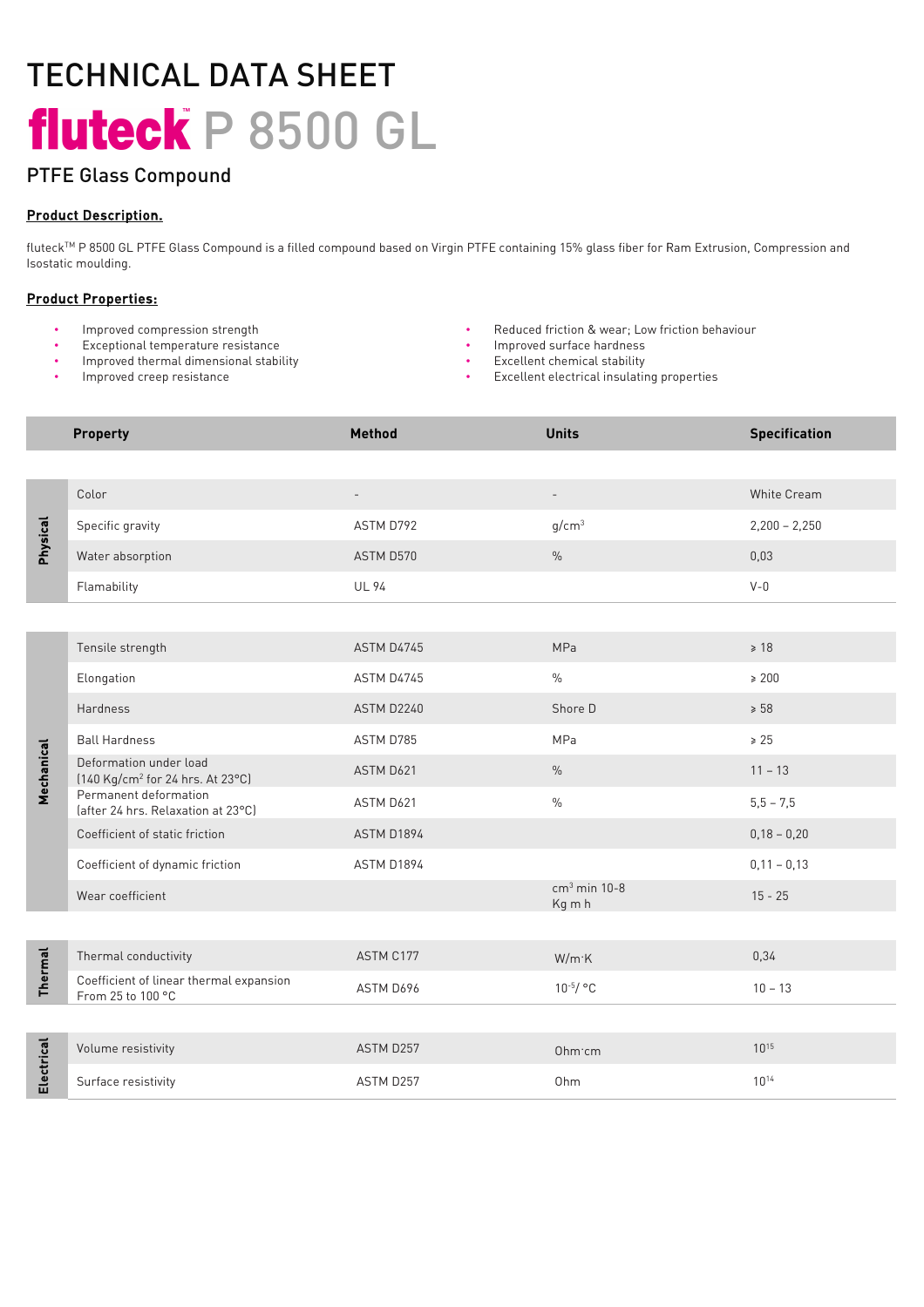# TECHNICAL DATA SHEET

# fluteck™ P 8500 GL

## PTFE Glass Compound

**Product Description.**

fluteck™ P 8500 GL PTFE Glass Compound is a filled compound based on Virgin PTFE containing 15% glass fiber for Ram Extrusion, Compression and Isostatic moulding.

**Product Properties:**

- Improved compression strength
- Exceptional temperature resistance
- Improved thermal dimensional stability
- Improved creep resistance
- Reduced friction & wear; Low friction behaviour
- Improved surface hardness
- Excellent chemical stability
- Excellent electrical insulating properties

| | Property | Method | Units | Specification |
|---|---|---|---|---|
| Physical | Color | - | - | White Cream |
| | Specific gravity | ASTM D792 | g/cm$^3$ | 2,200 – 2,250 |
| | Water absorption | ASTM D570 | % | 0,03 |
| | Flamability | UL 94 | | V-0 |
| Mechanical | Tensile strength | ASTM D4745 | MPa | ≥ 18 |
| | Elongation | ASTM D4745 | % | ≥ 200 |
| | Hardness | ASTM D2240 | Shore D | ≥ 58 |
| | Ball Hardness | ASTM D785 | MPa | ≥ 25 |
| | Deformation under load (140 Kg/cm$^2$ for 24 hrs. At 23°C) | ASTM D621 | % | 11 – 13 |
| | Permanent deformation (after 24 hrs. Relaxation at 23°C) | ASTM D621 | % | 5,5 – 7,5 |
| | Coefficient of static friction | ASTM D1894 | | 0,18 – 0,20 |
| | Coefficient of dynamic friction | ASTM D1894 | | 0,11 – 0,13 |
| | Wear coefficient | | cm$^3$ min 10-8 Kg m h | 15 - 25 |
| Thermal | Thermal conductivity | ASTM C177 | W/m·K | 0,34 |
| | Coefficient of linear thermal expansion From 25 to 100 °C | ASTM D696 | $10^{-5}$/ °C | 10 – 13 |
| Electrical | Volume resistivity | ASTM D257 | Ohm·cm | $10^{15}$ |
| | Surface resistivity | ASTM D257 | Ohm | $10^{14}$ |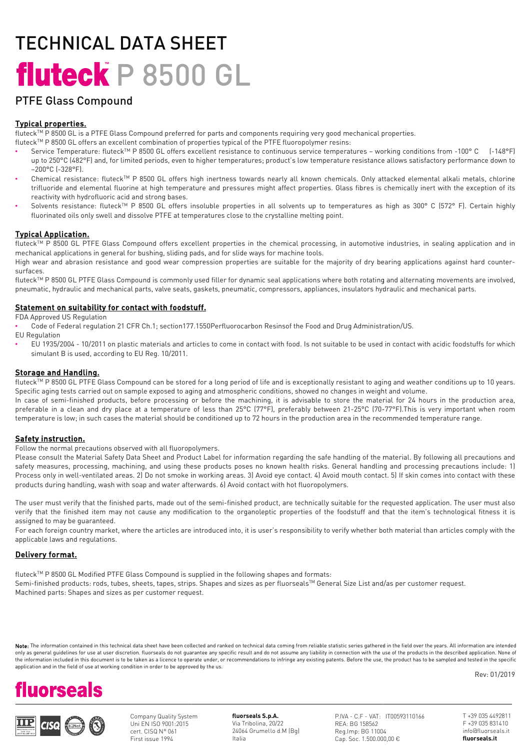# TECHNICAL DATA SHEET

# fluteck™ P 8500 GL

## PTFE Glass Compound

### Typical properties.

fluteck™ P 8500 GL is a PTFE Glass Compound preferred for parts and components requiring very good mechanical properties.
fluteck™ P 8500 GL offers an excellent combination of properties typical of the PTFE fluoropolymer resins:

- Service Temperature: fluteck™ P 8500 GL offers excellent resistance to continuous service temperatures – working conditions from -100° C (-148°F) up to 250°C (482°F) and, for limited periods, even to higher temperatures; product's low temperature resistance allows satisfactory performance down to –200°C (-328°F).
- Chemical resistance: fluteck™ P 8500 GL offers high inertness towards nearly all known chemicals. Only attacked elemental alkali metals, chlorine trifluoride and elemental fluorine at high temperature and pressures might affect properties. Glass fibres is chemically inert with the exception of its reactivity with hydrofluoric acid and strong bases.
- Solvents resistance: fluteck™ P 8500 GL offers insoluble properties in all solvents up to temperatures as high as 300° C (572° F). Certain highly fluorinated oils only swell and dissolve PTFE at temperatures close to the crystalline melting point.

### Typical Application.

fluteck™ P 8500 GL PTFE Glass Compound offers excellent properties in the chemical processing, in automotive industries, in sealing application and in mechanical applications in general for bushing, sliding pads, and for slide ways for machine tools.
High wear and abrasion resistance and good wear compression properties are suitable for the majority of dry bearing applications against hard counter-surfaces.
fluteck™ P 8500 GL PTFE Glass Compound is commonly used filler for dynamic seal applications where both rotating and alternating movements are involved, pneumatic, hydraulic and mechanical parts, valve seats, gaskets, pneumatic, compressors, appliances, insulators hydraulic and mechanical parts.

### Statement on suitability for contact with foodstuff.

FDA Approved US Regulation

- Code of Federal regulation 21 CFR Ch.1; section177.1550Perfluorocarbon Resinsof the Food and Drug Administration/US.

EU Regulation

- EU 1935/2004 - 10/2011 on plastic materials and articles to come in contact with food. Is not suitable to be used in contact with acidic foodstuffs for which simulant B is used, according to EU Reg. 10/2011.

### Storage and Handling.

fluteck™ P 8500 GL PTFE Glass Compound can be stored for a long period of life and is exceptionally resistant to aging and weather conditions up to 10 years. Specific aging tests carried out on sample exposed to aging and atmospheric conditions, showed no changes in weight and volume.
In case of semi-finished products, before processing or before the machining, it is advisable to store the material for 24 hours in the production area, preferable in a clean and dry place at a temperature of less than 25°C (77°F), preferably between 21-25°C (70-77°F).This is very important when room temperature is low; in such cases the material should be conditioned up to 72 hours in the production area in the recommended temperature range.

### Safety instruction.

Follow the normal precautions observed with all fluoropolymers.
Please consult the Material Safety Data Sheet and Product Label for information regarding the safe handling of the material. By following all precautions and safety measures, processing, machining, and using these products poses no known health risks. General handling and processing precautions include: 1) Process only in well-ventilated areas. 2) Do not smoke in working areas. 3) Avoid eye contact. 4) Avoid mouth contact. 5) If skin comes into contact with these products during handling, wash with soap and water afterwards. 6) Avoid contact with hot fluoropolymers.

The user must verify that the finished parts, made out of the semi-finished product, are technically suitable for the requested application. The user must also verify that the finished item may not cause any modification to the organoleptic properties of the foodstuff and that the item's technological fitness it is assigned to may be guaranteed.
For each foreign country market, where the articles are introduced into, it is user's responsibility to verify whether both material than articles comply with the applicable laws and regulations.

### Delivery format.

fluteck™ P 8500 GL Modified PTFE Glass Compound is supplied in the following shapes and formats:
Semi-finished products: rods, tubes, sheets, tapes, strips. Shapes and sizes as per fluorseals™ General Size List and/as per customer request.
Machined parts: Shapes and sizes as per customer request.

**Note:** The information contained in this technical data sheet have been collected and ranked on technical data coming from reliable statistic series gathered in the field over the years. All information are intended only as general guidelines for use at user discretion. fluorseals do not guarantee any specific result and do not assume any liability in connection with the use of the products in the described application. None of the information included in this document is to be taken as a licence to operate under, or recommendations to infringe any existing patents. Before the use, the product has to be sampled and tested in the specific application and in the field of use at working condition in order to be approved by the us.

Rev: 01/2019

**fluorseals**

Company Quality System
Uni EN ISO 9001:2015
cert. CISQ N° 061
First issue 1994

**fluorseals S.p.A.**
Via Tribolina, 20/22
24064 Grumello d.M (Bg)
Italia

P.IVA - C.F - VAT: IT00593110166
REA: BG 158562
Reg.Imp: BG 11004
Cap. Soc. 1.500.000,00 €

T +39 035 4492811
F +39 035 831410
info@fluorseals.it
**fluorseals.it**